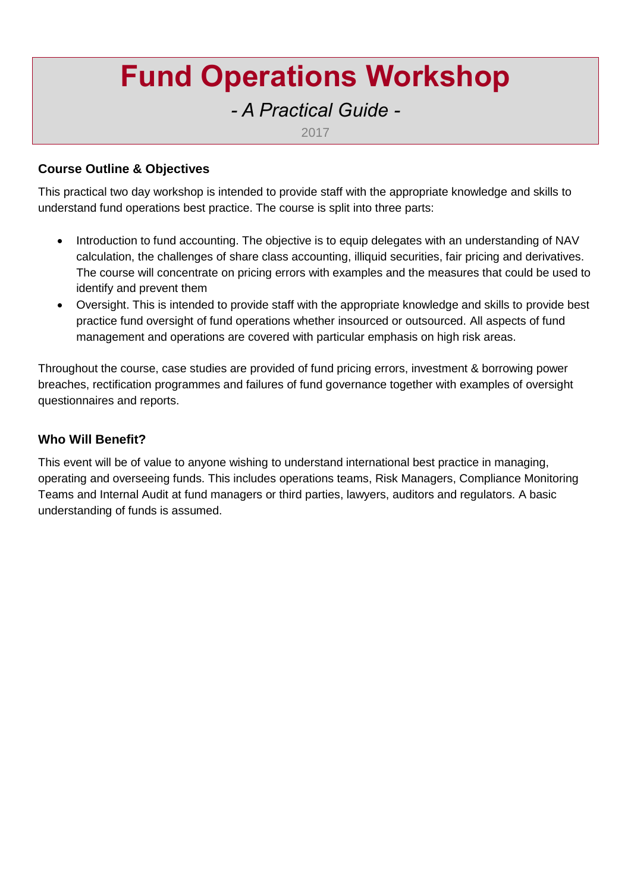# Fund Operations Workshop

*- A Practical Guide -*

2017

### Course Outline & Objectives

This practical two day workshop is intended to provide staff with the appropriate knowledge and skills to understand fund operations best practice. The course is split into three parts:

- Introduction to fund accounting. The objective is to equip delegates with an understanding of NAV calculation, the challenges of share class accounting, illiquid securities, fair pricing and derivatives. The course will concentrate on pricing errors with examples and the measures that could be used to identify and prevent them
- Oversight. This is intended to provide staff with the appropriate knowledge and skills to provide best practice fund oversight of fund operations whether insourced or outsourced. All aspects of fund management and operations are covered with particular emphasis on high risk areas.

Throughout the course, case studies are provided of fund pricing errors, investment & borrowing power breaches, rectification programmes and failures of fund governance together with examples of oversight questionnaires and reports.

### Who Will Benefit?

This event will be of value to anyone wishing to understand international best practice in managing, operating and overseeing funds. This includes operations teams, Risk Managers, Compliance Monitoring Teams and Internal Audit at fund managers or third parties, lawyers, auditors and regulators. A basic understanding of funds is assumed.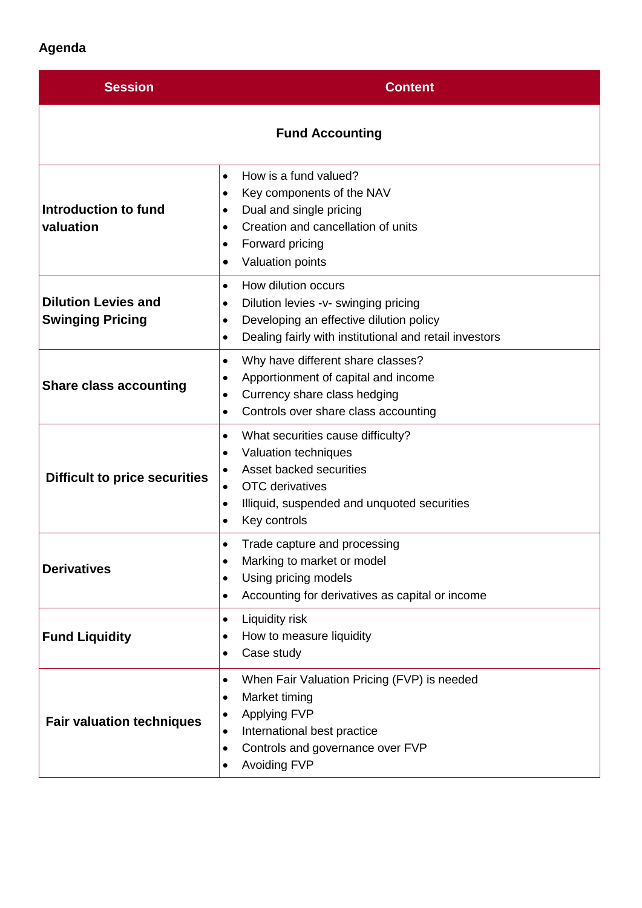**Agenda**

| Session | Content |
| --- | --- |
| **Fund Accounting** | |
| **Introduction to fund valuation** | • How is a fund valued?<br>• Key components of the NAV<br>• Dual and single pricing<br>• Creation and cancellation of units<br>• Forward pricing<br>• Valuation points |
| **Dilution Levies and Swinging Pricing** | • How dilution occurs<br>• Dilution levies -v- swinging pricing<br>• Developing an effective dilution policy<br>• Dealing fairly with institutional and retail investors |
| **Share class accounting** | • Why have different share classes?<br>• Apportionment of capital and income<br>• Currency share class hedging<br>• Controls over share class accounting |
| **Difficult to price securities** | • What securities cause difficulty?<br>• Valuation techniques<br>• Asset backed securities<br>• OTC derivatives<br>• Illiquid, suspended and unquoted securities<br>• Key controls |
| **Derivatives** | • Trade capture and processing<br>• Marking to market or model<br>• Using pricing models<br>• Accounting for derivatives as capital or income |
| **Fund Liquidity** | • Liquidity risk<br>• How to measure liquidity<br>• Case study |
| **Fair valuation techniques** | • When Fair Valuation Pricing (FVP) is needed<br>• Market timing<br>• Applying FVP<br>• International best practice<br>• Controls and governance over FVP<br>• Avoiding FVP |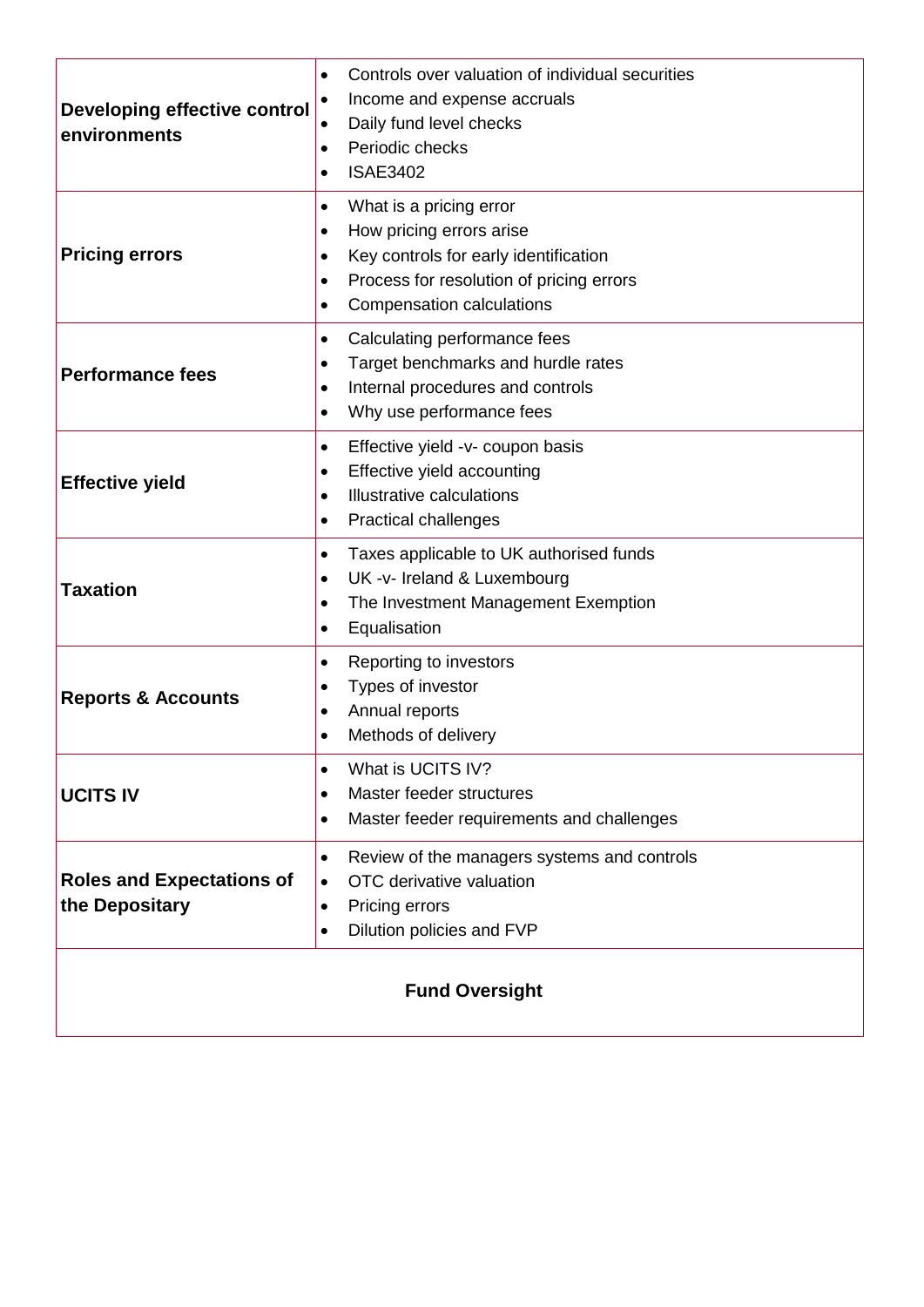| | |
|---|---|
| **Developing effective control environments** | • Controls over valuation of individual securities<br>• Income and expense accruals<br>• Daily fund level checks<br>• Periodic checks<br>• ISAE3402 |
| **Pricing errors** | • What is a pricing error<br>• How pricing errors arise<br>• Key controls for early identification<br>• Process for resolution of pricing errors<br>• Compensation calculations |
| **Performance fees** | • Calculating performance fees<br>• Target benchmarks and hurdle rates<br>• Internal procedures and controls<br>• Why use performance fees |
| **Effective yield** | • Effective yield -v- coupon basis<br>• Effective yield accounting<br>• Illustrative calculations<br>• Practical challenges |
| **Taxation** | • Taxes applicable to UK authorised funds<br>• UK -v- Ireland & Luxembourg<br>• The Investment Management Exemption<br>• Equalisation |
| **Reports & Accounts** | • Reporting to investors<br>• Types of investor<br>• Annual reports<br>• Methods of delivery |
| **UCITS IV** | • What is UCITS IV?<br>• Master feeder structures<br>• Master feeder requirements and challenges |
| **Roles and Expectations of the Depositary** | • Review of the managers systems and controls<br>• OTC derivative valuation<br>• Pricing errors<br>• Dilution policies and FVP |

**Fund Oversight**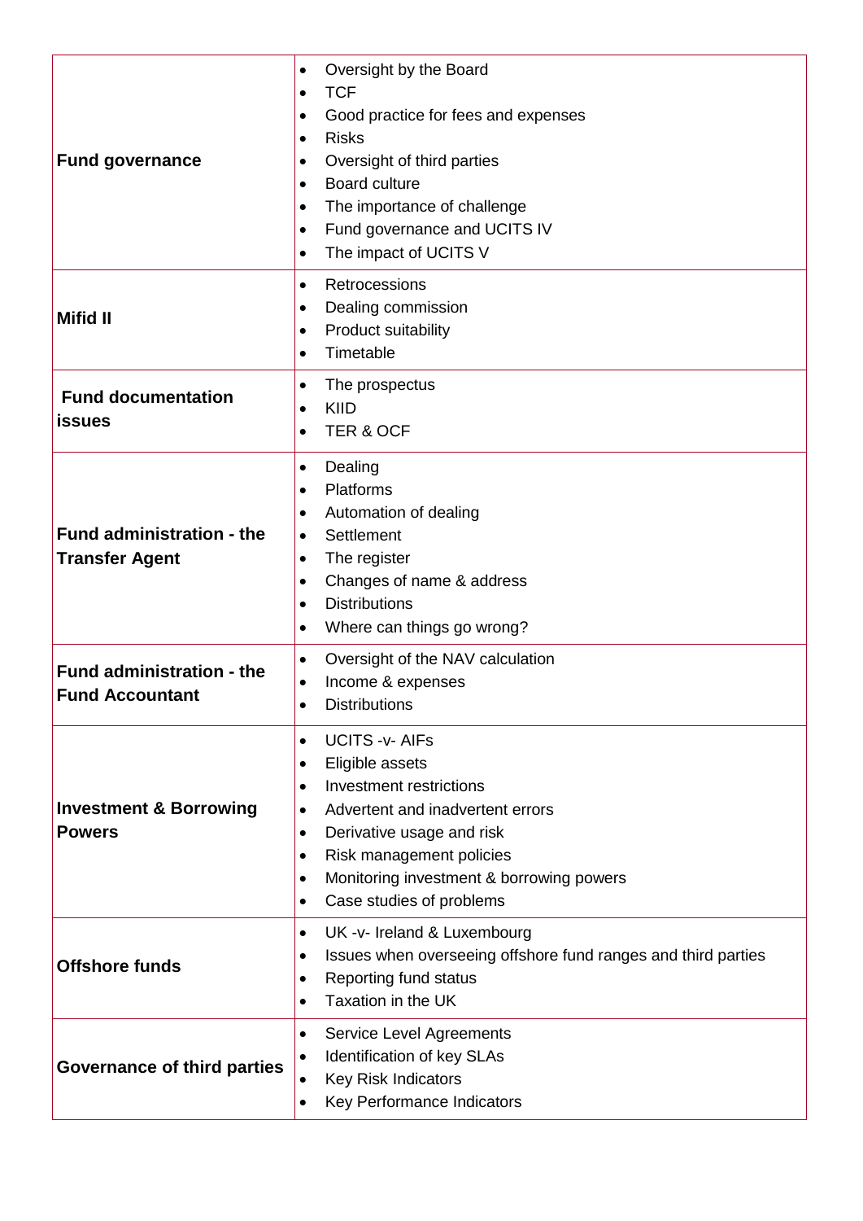| | |
|---|---|
| **Fund governance** | • Oversight by the Board<br>• TCF<br>• Good practice for fees and expenses<br>• Risks<br>• Oversight of third parties<br>• Board culture<br>• The importance of challenge<br>• Fund governance and UCITS IV<br>• The impact of UCITS V |
| **Mifid II** | • Retrocessions<br>• Dealing commission<br>• Product suitability<br>• Timetable |
| **Fund documentation issues** | • The prospectus<br>• KIID<br>• TER & OCF |
| **Fund administration - the Transfer Agent** | • Dealing<br>• Platforms<br>• Automation of dealing<br>• Settlement<br>• The register<br>• Changes of name & address<br>• Distributions<br>• Where can things go wrong? |
| **Fund administration - the Fund Accountant** | • Oversight of the NAV calculation<br>• Income & expenses<br>• Distributions |
| **Investment & Borrowing Powers** | • UCITS -v- AIFs<br>• Eligible assets<br>• Investment restrictions<br>• Advertent and inadvertent errors<br>• Derivative usage and risk<br>• Risk management policies<br>• Monitoring investment & borrowing powers<br>• Case studies of problems |
| **Offshore funds** | • UK -v- Ireland & Luxembourg<br>• Issues when overseeing offshore fund ranges and third parties<br>• Reporting fund status<br>• Taxation in the UK |
| **Governance of third parties** | • Service Level Agreements<br>• Identification of key SLAs<br>• Key Risk Indicators<br>• Key Performance Indicators |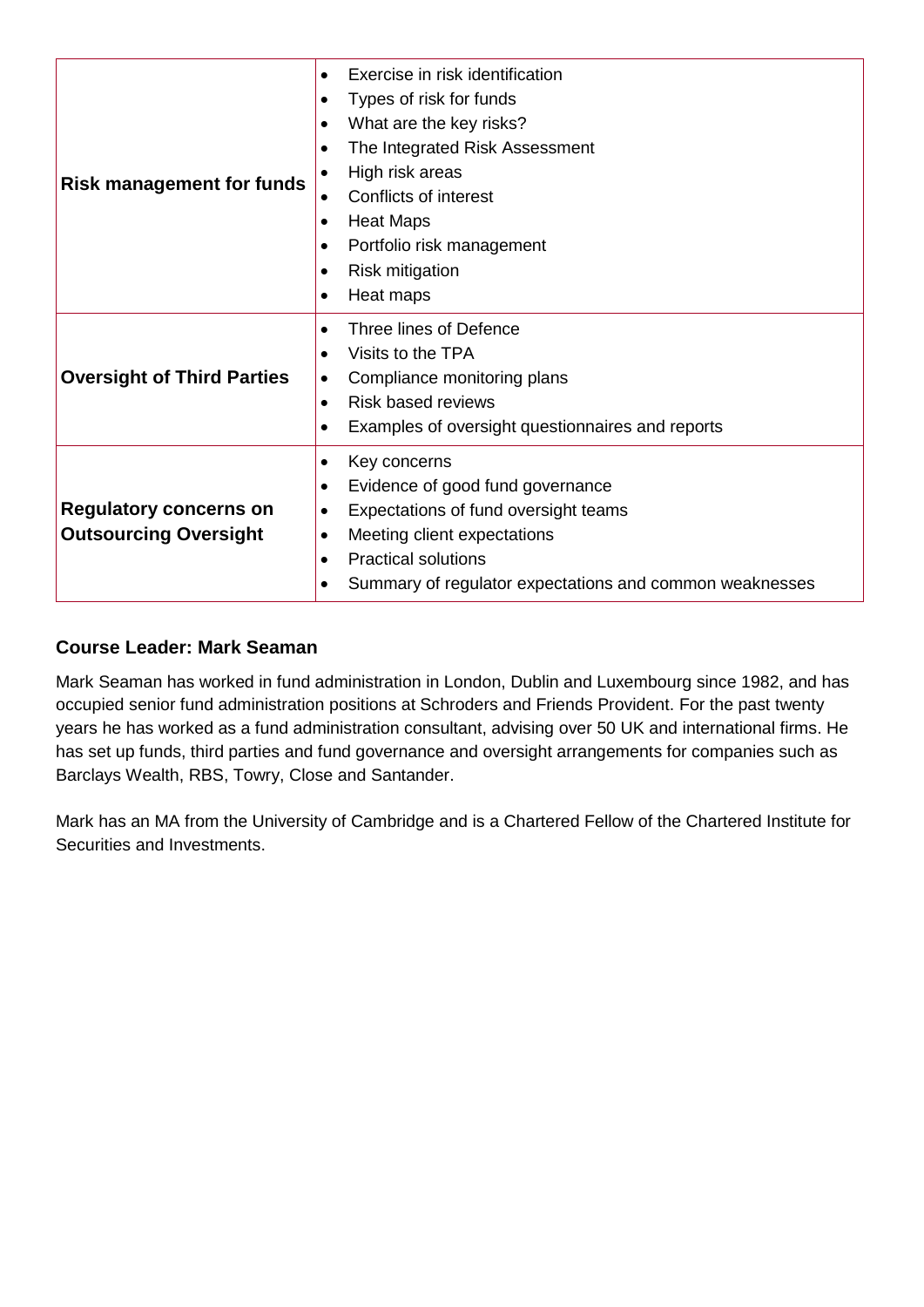| | |
|---|---|
| **Risk management for funds** | • Exercise in risk identification<br>• Types of risk for funds<br>• What are the key risks?<br>• The Integrated Risk Assessment<br>• High risk areas<br>• Conflicts of interest<br>• Heat Maps<br>• Portfolio risk management<br>• Risk mitigation<br>• Heat maps |
| **Oversight of Third Parties** | • Three lines of Defence<br>• Visits to the TPA<br>• Compliance monitoring plans<br>• Risk based reviews<br>• Examples of oversight questionnaires and reports |
| **Regulatory concerns on Outsourcing Oversight** | • Key concerns<br>• Evidence of good fund governance<br>• Expectations of fund oversight teams<br>• Meeting client expectations<br>• Practical solutions<br>• Summary of regulator expectations and common weaknesses |

### Course Leader: Mark Seaman

Mark Seaman has worked in fund administration in London, Dublin and Luxembourg since 1982, and has occupied senior fund administration positions at Schroders and Friends Provident. For the past twenty years he has worked as a fund administration consultant, advising over 50 UK and international firms. He has set up funds, third parties and fund governance and oversight arrangements for companies such as Barclays Wealth, RBS, Towry, Close and Santander.

Mark has an MA from the University of Cambridge and is a Chartered Fellow of the Chartered Institute for Securities and Investments.